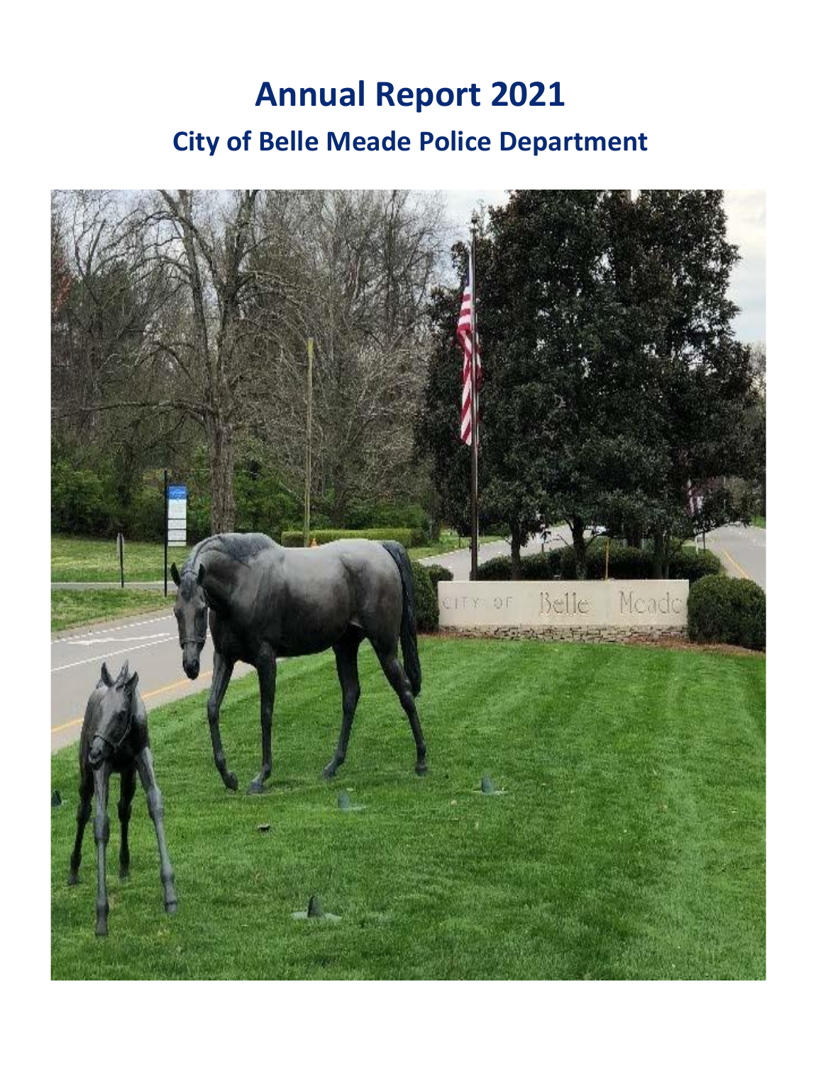# Annual Report 2021

## City of Belle Meade Police Department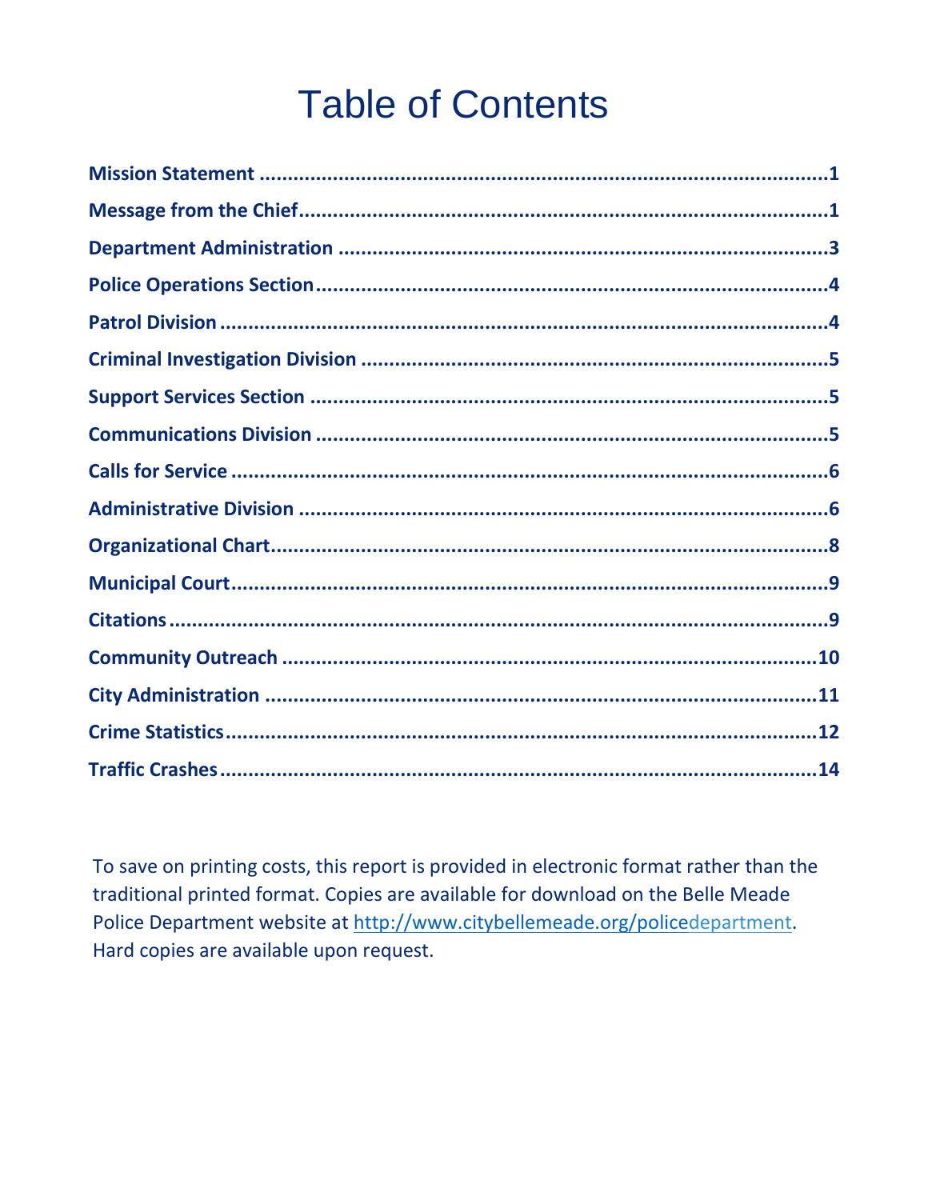# Table of Contents

**Mission Statement** ........................................................................................................1

**Message from the Chief** ................................................................................................1

**Department Administration** ..........................................................................................3

**Police Operations Section** ............................................................................................4

**Patrol Division** ...............................................................................................................4

**Criminal Investigation Division** ....................................................................................5

**Support Services Section** .............................................................................................5

**Communications Division** .............................................................................................5

**Calls for Service** ............................................................................................................6

**Administrative Division** .................................................................................................6

**Organizational Chart** ......................................................................................................8

**Municipal Court** ..............................................................................................................9

**Citations** .........................................................................................................................9

**Community Outreach** ...................................................................................................10

**City Administration** ......................................................................................................11

**Crime Statistics** ............................................................................................................12

**Traffic Crashes** .............................................................................................................14

To save on printing costs, this report is provided in electronic format rather than the traditional printed format. Copies are available for download on the Belle Meade Police Department website at http://www.citybellemeade.org/policedepartment. Hard copies are available upon request.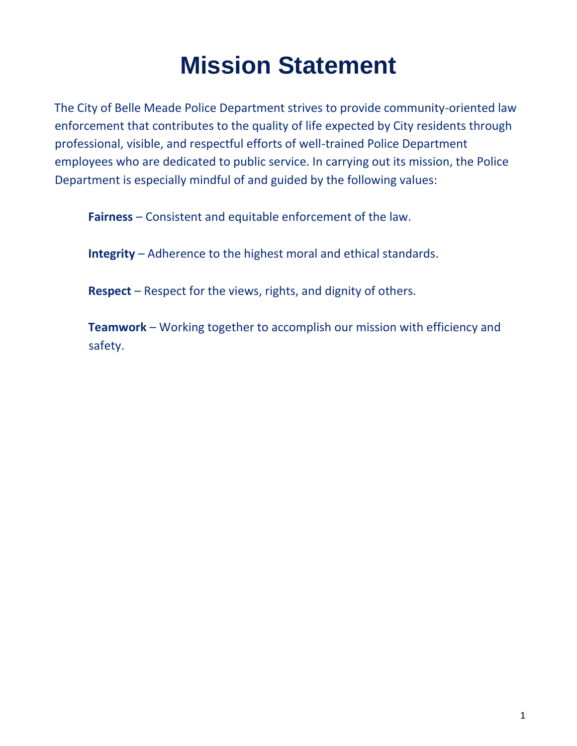# Mission Statement

The City of Belle Meade Police Department strives to provide community-oriented law enforcement that contributes to the quality of life expected by City residents through professional, visible, and respectful efforts of well-trained Police Department employees who are dedicated to public service. In carrying out its mission, the Police Department is especially mindful of and guided by the following values:

**Fairness** – Consistent and equitable enforcement of the law.

**Integrity** – Adherence to the highest moral and ethical standards.

**Respect** – Respect for the views, rights, and dignity of others.

**Teamwork** – Working together to accomplish our mission with efficiency and safety.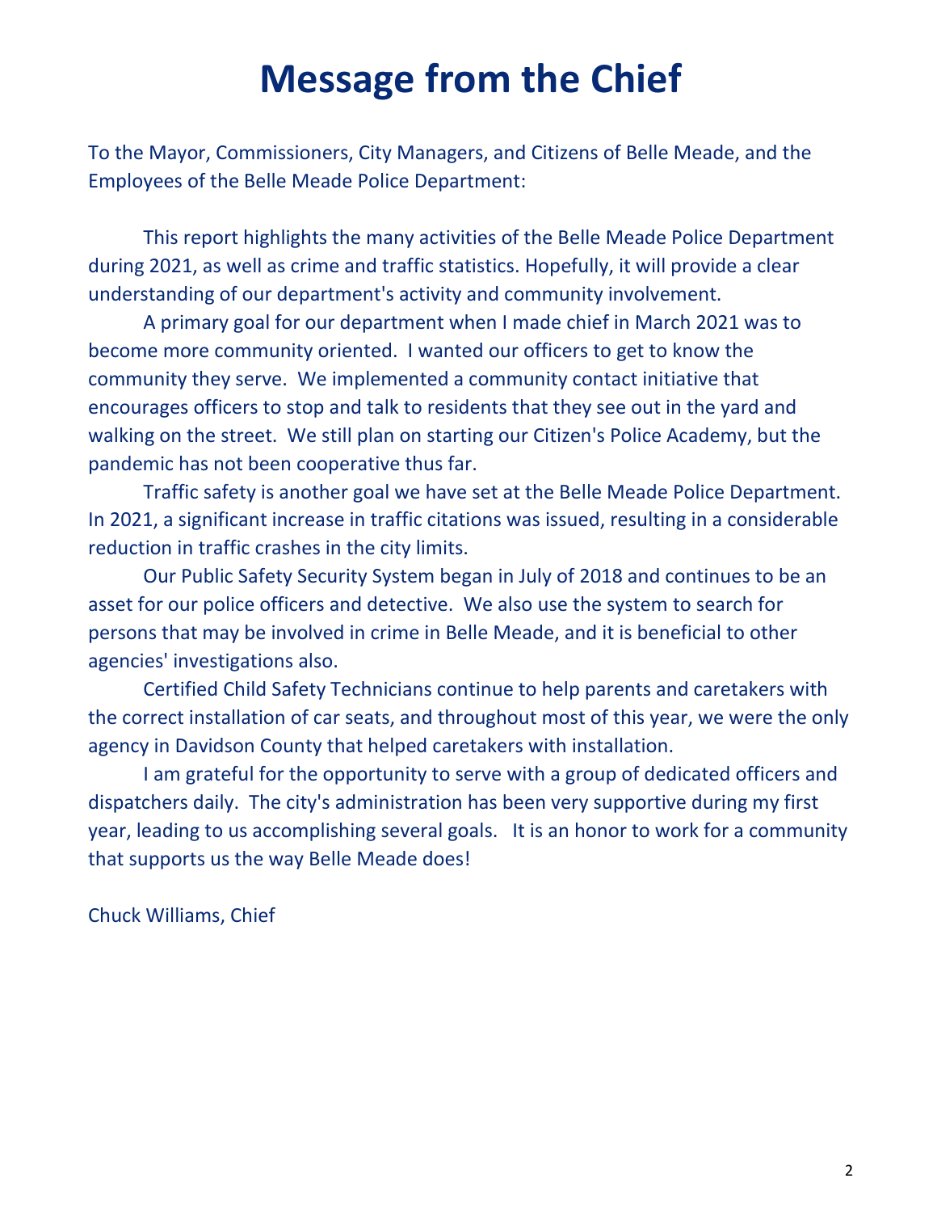# Message from the Chief

To the Mayor, Commissioners, City Managers, and Citizens of Belle Meade, and the Employees of the Belle Meade Police Department:

This report highlights the many activities of the Belle Meade Police Department during 2021, as well as crime and traffic statistics. Hopefully, it will provide a clear understanding of our department's activity and community involvement.

A primary goal for our department when I made chief in March 2021 was to become more community oriented. I wanted our officers to get to know the community they serve. We implemented a community contact initiative that encourages officers to stop and talk to residents that they see out in the yard and walking on the street. We still plan on starting our Citizen's Police Academy, but the pandemic has not been cooperative thus far.

Traffic safety is another goal we have set at the Belle Meade Police Department. In 2021, a significant increase in traffic citations was issued, resulting in a considerable reduction in traffic crashes in the city limits.

Our Public Safety Security System began in July of 2018 and continues to be an asset for our police officers and detective. We also use the system to search for persons that may be involved in crime in Belle Meade, and it is beneficial to other agencies' investigations also.

Certified Child Safety Technicians continue to help parents and caretakers with the correct installation of car seats, and throughout most of this year, we were the only agency in Davidson County that helped caretakers with installation.

I am grateful for the opportunity to serve with a group of dedicated officers and dispatchers daily. The city's administration has been very supportive during my first year, leading to us accomplishing several goals. It is an honor to work for a community that supports us the way Belle Meade does!

Chuck Williams, Chief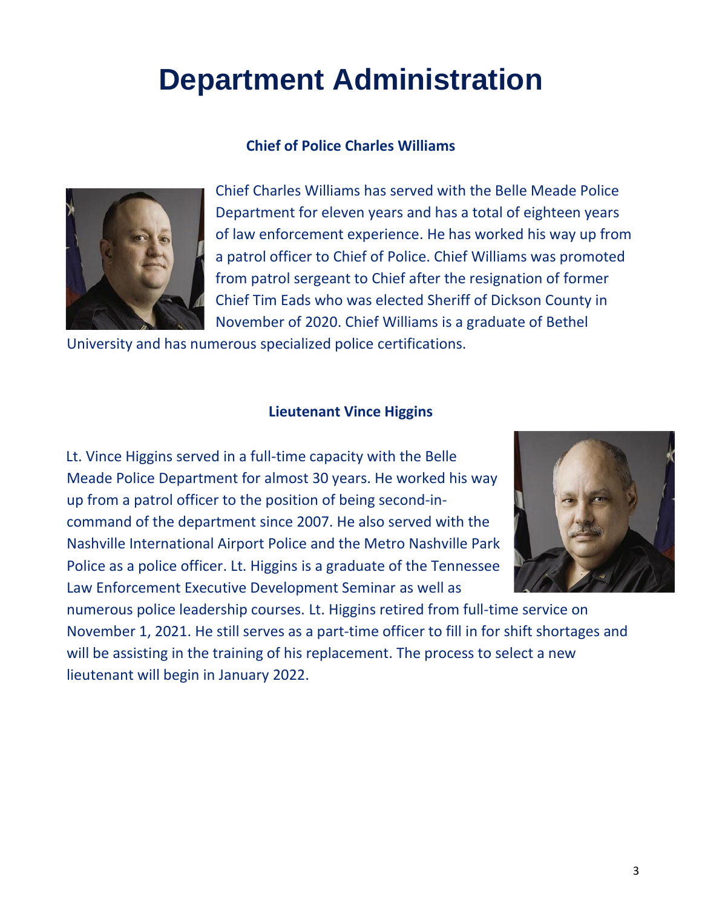# Department Administration

### Chief of Police Charles Williams

Chief Charles Williams has served with the Belle Meade Police Department for eleven years and has a total of eighteen years of law enforcement experience. He has worked his way up from a patrol officer to Chief of Police. Chief Williams was promoted from patrol sergeant to Chief after the resignation of former Chief Tim Eads who was elected Sheriff of Dickson County in November of 2020. Chief Williams is a graduate of Bethel University and has numerous specialized police certifications.

### Lieutenant Vince Higgins

Lt. Vince Higgins served in a full-time capacity with the Belle Meade Police Department for almost 30 years. He worked his way up from a patrol officer to the position of being second-in-command of the department since 2007. He also served with the Nashville International Airport Police and the Metro Nashville Park Police as a police officer. Lt. Higgins is a graduate of the Tennessee Law Enforcement Executive Development Seminar as well as numerous police leadership courses. Lt. Higgins retired from full-time service on November 1, 2021. He still serves as a part-time officer to fill in for shift shortages and will be assisting in the training of his replacement. The process to select a new lieutenant will begin in January 2022.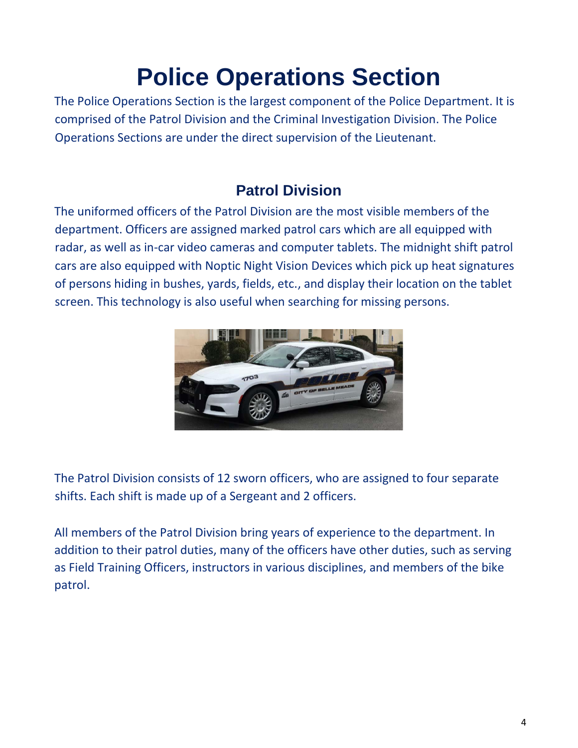# Police Operations Section

The Police Operations Section is the largest component of the Police Department. It is comprised of the Patrol Division and the Criminal Investigation Division. The Police Operations Sections are under the direct supervision of the Lieutenant.

## Patrol Division

The uniformed officers of the Patrol Division are the most visible members of the department. Officers are assigned marked patrol cars which are all equipped with radar, as well as in-car video cameras and computer tablets. The midnight shift patrol cars are also equipped with Noptic Night Vision Devices which pick up heat signatures of persons hiding in bushes, yards, fields, etc., and display their location on the tablet screen. This technology is also useful when searching for missing persons.

The Patrol Division consists of 12 sworn officers, who are assigned to four separate shifts. Each shift is made up of a Sergeant and 2 officers.

All members of the Patrol Division bring years of experience to the department. In addition to their patrol duties, many of the officers have other duties, such as serving as Field Training Officers, instructors in various disciplines, and members of the bike patrol.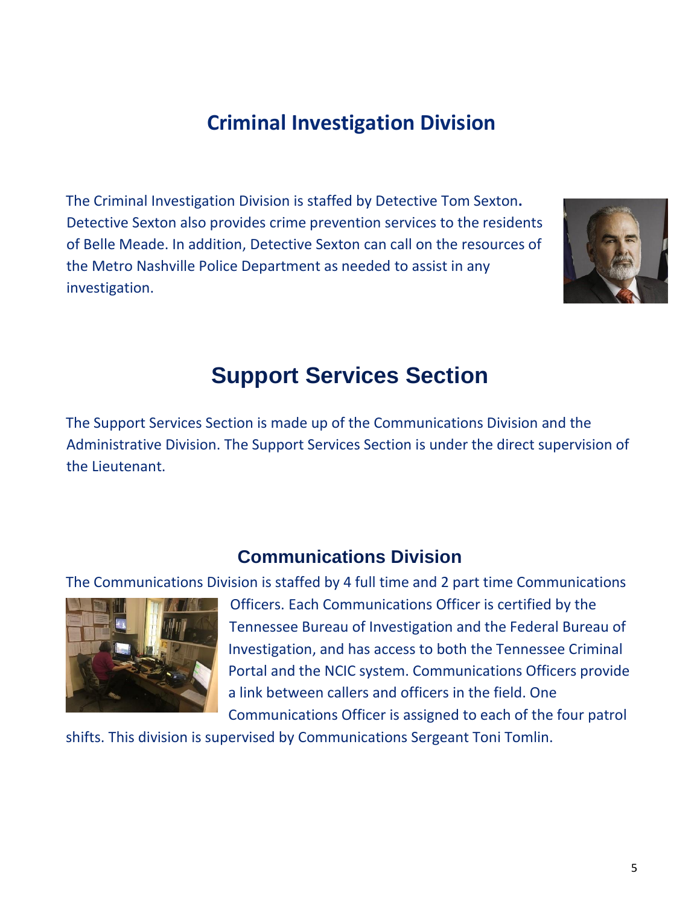# Criminal Investigation Division

The Criminal Investigation Division is staffed by Detective Tom Sexton**.** Detective Sexton also provides crime prevention services to the residents of Belle Meade. In addition, Detective Sexton can call on the resources of the Metro Nashville Police Department as needed to assist in any investigation.

# Support Services Section

The Support Services Section is made up of the Communications Division and the Administrative Division. The Support Services Section is under the direct supervision of the Lieutenant.

## Communications Division

The Communications Division is staffed by 4 full time and 2 part time Communications Officers. Each Communications Officer is certified by the Tennessee Bureau of Investigation and the Federal Bureau of Investigation, and has access to both the Tennessee Criminal Portal and the NCIC system. Communications Officers provide a link between callers and officers in the field. One Communications Officer is assigned to each of the four patrol shifts. This division is supervised by Communications Sergeant Toni Tomlin.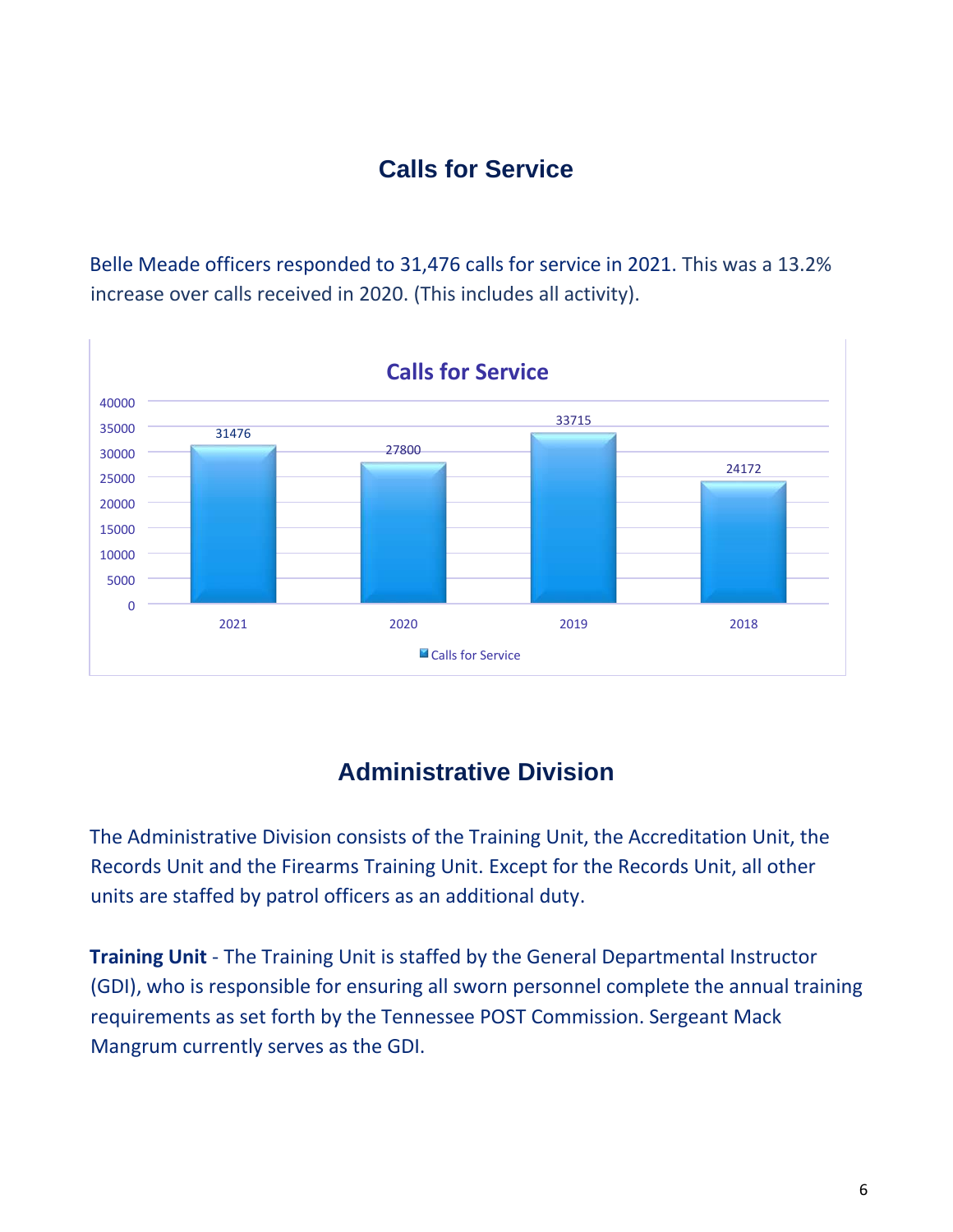## Calls for Service

Belle Meade officers responded to 31,476 calls for service in 2021. This was a 13.2% increase over calls received in 2020. (This includes all activity).

**Calls for Service**

| Year | Calls for Service |
| --- | --- |
| 2021 | 31476 |
| 2020 | 27800 |
| 2019 | 33715 |
| 2018 | 24172 |

## Administrative Division

The Administrative Division consists of the Training Unit, the Accreditation Unit, the Records Unit and the Firearms Training Unit. Except for the Records Unit, all other units are staffed by patrol officers as an additional duty.

**Training Unit** - The Training Unit is staffed by the General Departmental Instructor (GDI), who is responsible for ensuring all sworn personnel complete the annual training requirements as set forth by the Tennessee POST Commission. Sergeant Mack Mangrum currently serves as the GDI.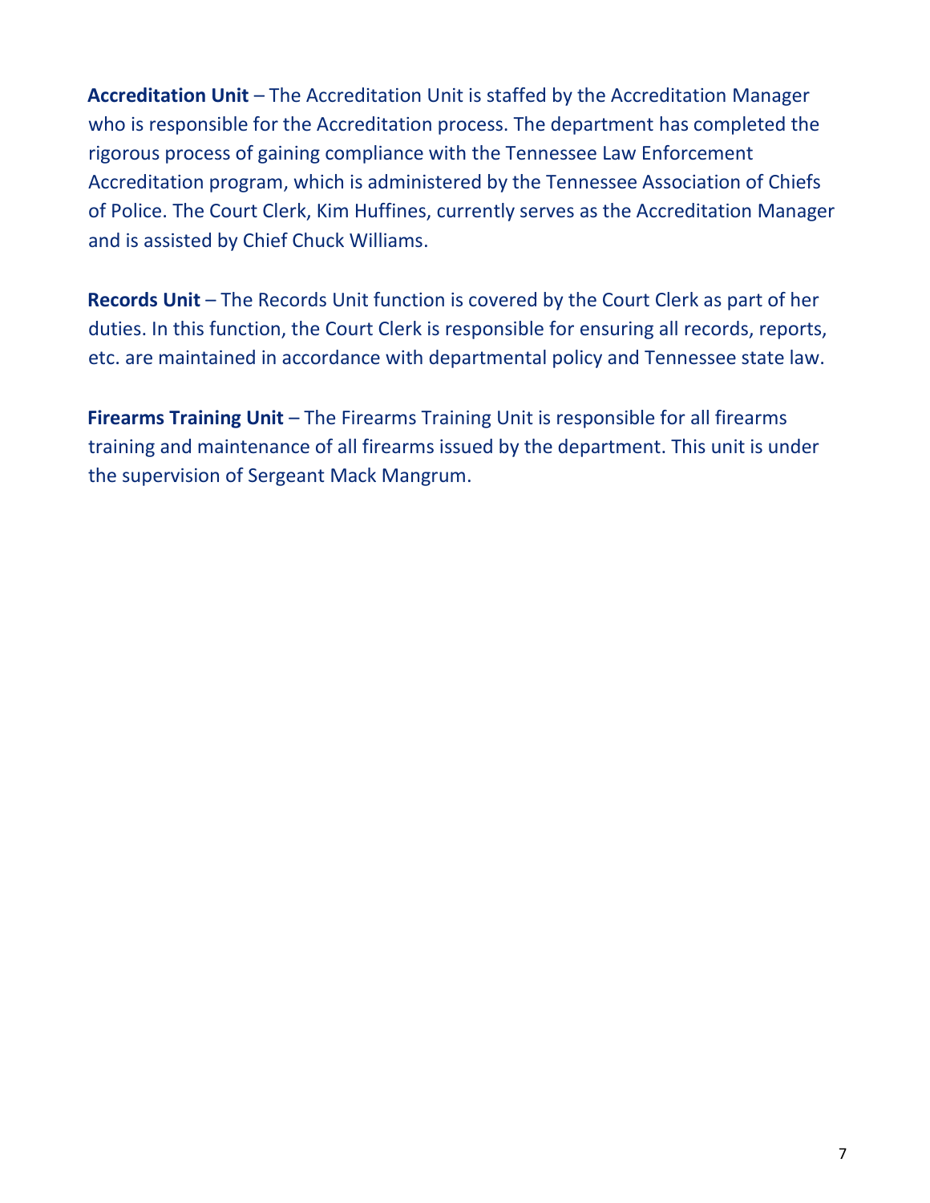**Accreditation Unit** – The Accreditation Unit is staffed by the Accreditation Manager who is responsible for the Accreditation process. The department has completed the rigorous process of gaining compliance with the Tennessee Law Enforcement Accreditation program, which is administered by the Tennessee Association of Chiefs of Police. The Court Clerk, Kim Huffines, currently serves as the Accreditation Manager and is assisted by Chief Chuck Williams.

**Records Unit** – The Records Unit function is covered by the Court Clerk as part of her duties. In this function, the Court Clerk is responsible for ensuring all records, reports, etc. are maintained in accordance with departmental policy and Tennessee state law.

**Firearms Training Unit** – The Firearms Training Unit is responsible for all firearms training and maintenance of all firearms issued by the department. This unit is under the supervision of Sergeant Mack Mangrum.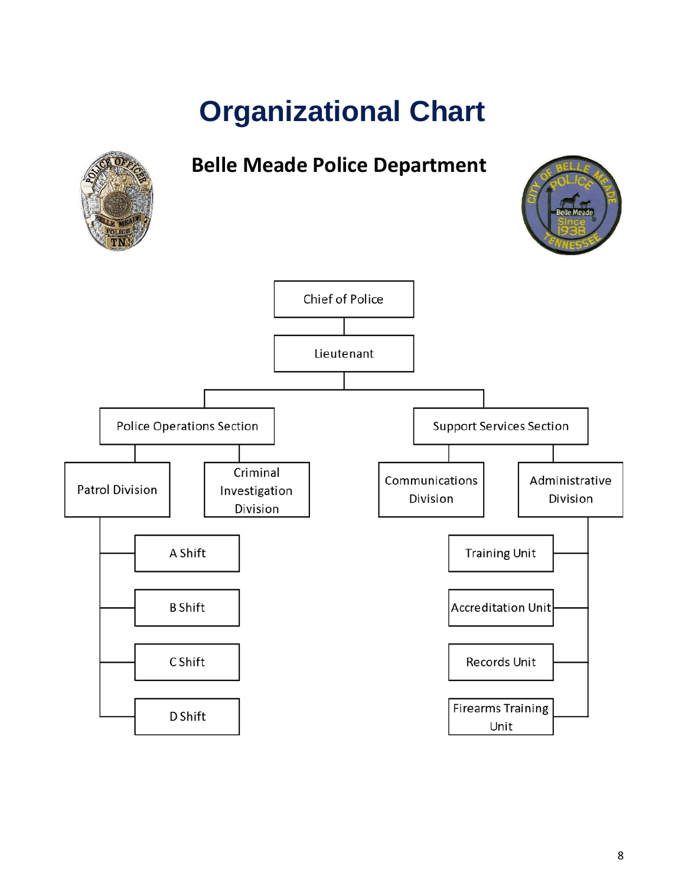# Organizational Chart

## Belle Meade Police Department

- Chief of Police
  - Lieutenant
    - Police Operations Section
      - Patrol Division
        - A Shift
        - B Shift
        - C Shift
        - D Shift
      - Criminal Investigation Division
    - Support Services Section
      - Communications Division
      - Administrative Division
        - Training Unit
        - Accreditation Unit
        - Records Unit
        - Firearms Training Unit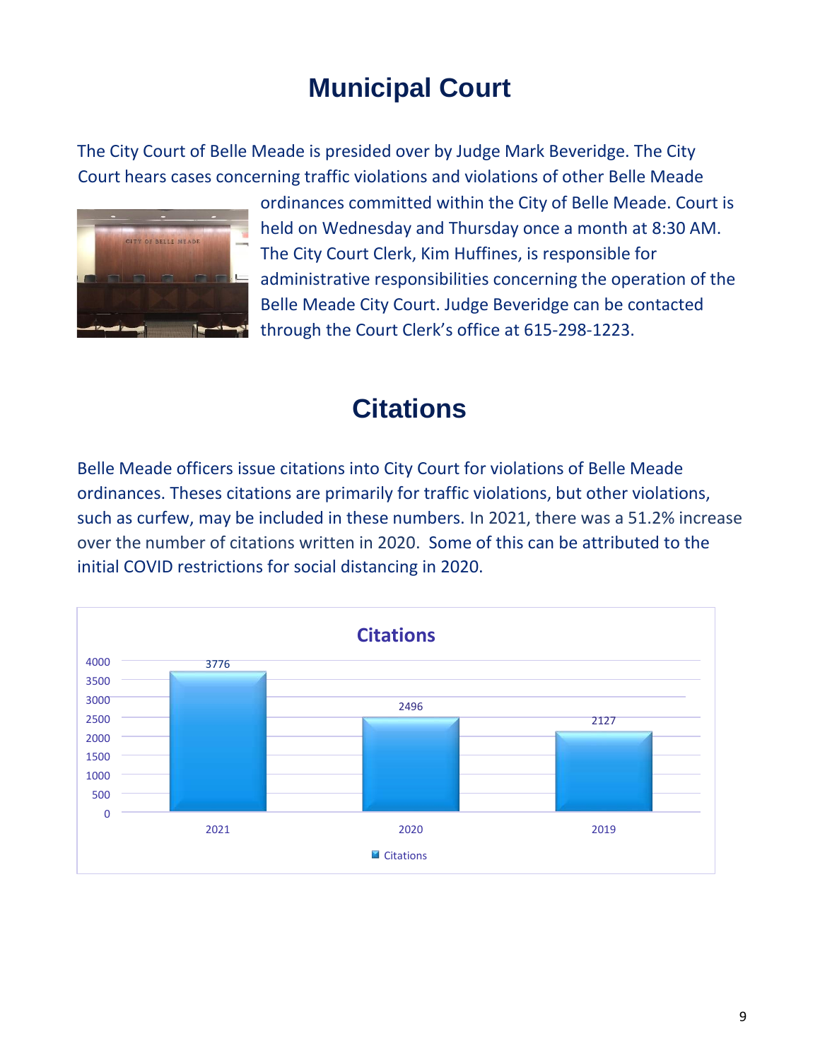# Municipal Court

The City Court of Belle Meade is presided over by Judge Mark Beveridge. The City Court hears cases concerning traffic violations and violations of other Belle Meade ordinances committed within the City of Belle Meade. Court is held on Wednesday and Thursday once a month at 8:30 AM. The City Court Clerk, Kim Huffines, is responsible for administrative responsibilities concerning the operation of the Belle Meade City Court. Judge Beveridge can be contacted through the Court Clerk's office at 615-298-1223.

# Citations

Belle Meade officers issue citations into City Court for violations of Belle Meade ordinances. Theses citations are primarily for traffic violations, but other violations, such as curfew, may be included in these numbers. In 2021, there was a 51.2% increase over the number of citations written in 2020. Some of this can be attributed to the initial COVID restrictions for social distancing in 2020.

**Citations**

| Year | Citations |
| --- | --- |
| 2021 | 3776 |
| 2020 | 2496 |
| 2019 | 2127 |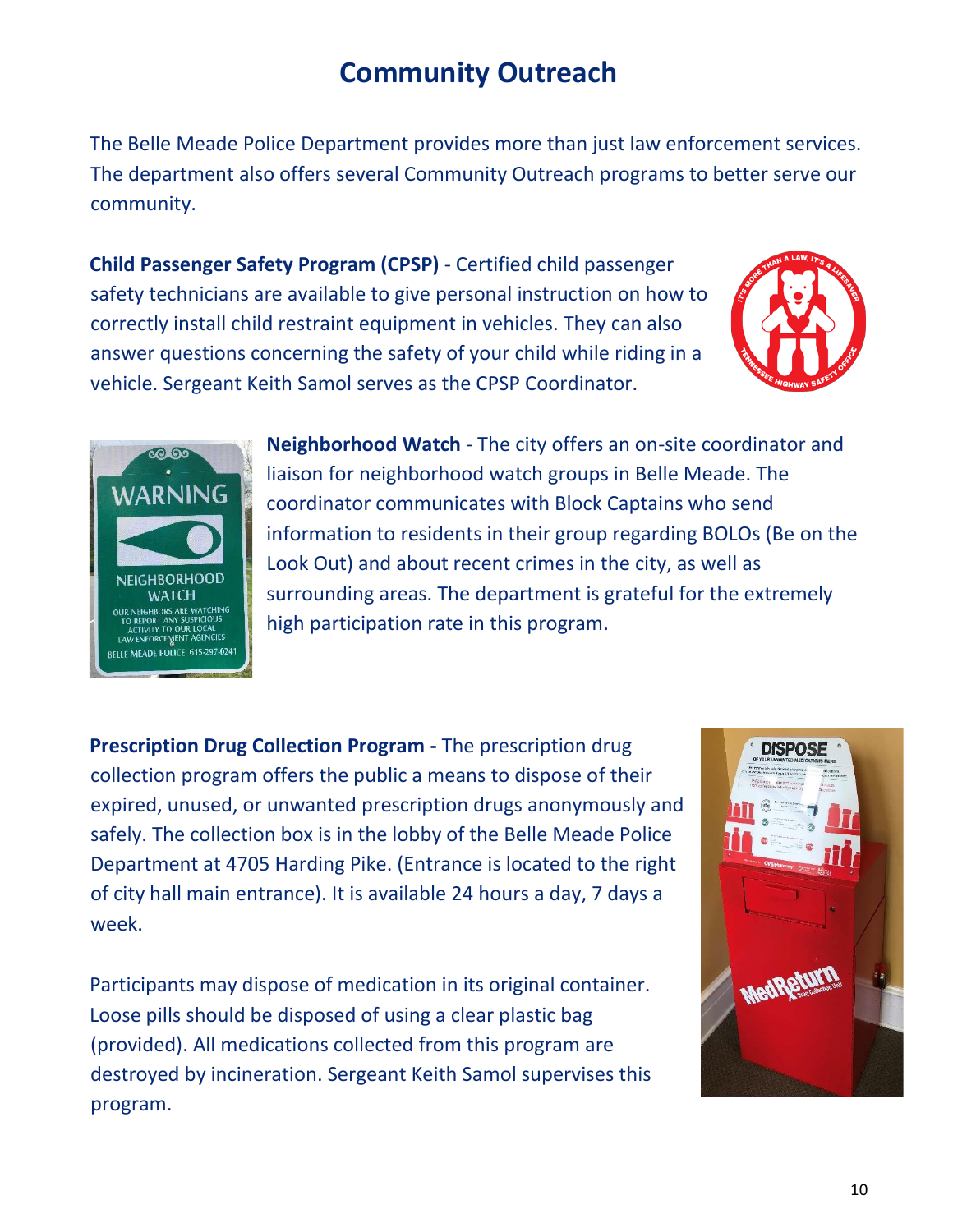# Community Outreach

The Belle Meade Police Department provides more than just law enforcement services. The department also offers several Community Outreach programs to better serve our community.

**Child Passenger Safety Program (CPSP)** - Certified child passenger safety technicians are available to give personal instruction on how to correctly install child restraint equipment in vehicles. They can also answer questions concerning the safety of your child while riding in a vehicle. Sergeant Keith Samol serves as the CPSP Coordinator.

**Neighborhood Watch** - The city offers an on-site coordinator and liaison for neighborhood watch groups in Belle Meade. The coordinator communicates with Block Captains who send information to residents in their group regarding BOLOs (Be on the Look Out) and about recent crimes in the city, as well as surrounding areas. The department is grateful for the extremely high participation rate in this program.

**Prescription Drug Collection Program -** The prescription drug collection program offers the public a means to dispose of their expired, unused, or unwanted prescription drugs anonymously and safely. The collection box is in the lobby of the Belle Meade Police Department at 4705 Harding Pike. (Entrance is located to the right of city hall main entrance). It is available 24 hours a day, 7 days a week.

Participants may dispose of medication in its original container. Loose pills should be disposed of using a clear plastic bag (provided). All medications collected from this program are destroyed by incineration. Sergeant Keith Samol supervises this program.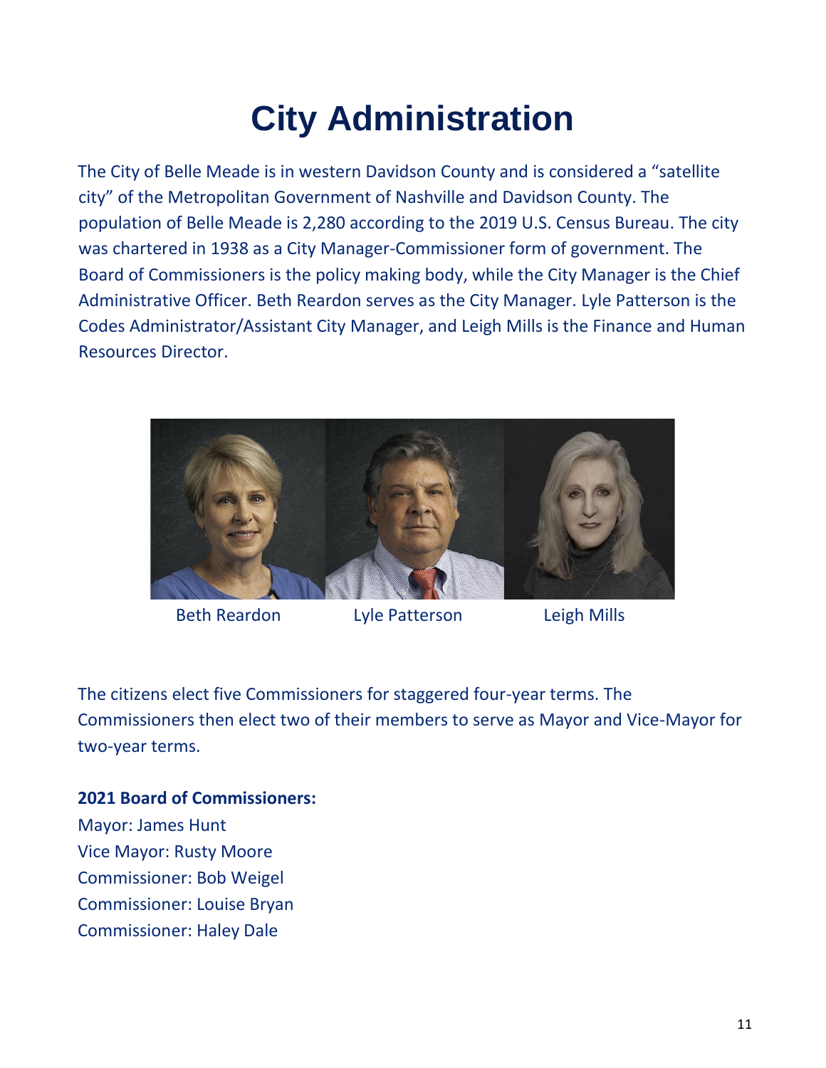# City Administration

The City of Belle Meade is in western Davidson County and is considered a "satellite city" of the Metropolitan Government of Nashville and Davidson County. The population of Belle Meade is 2,280 according to the 2019 U.S. Census Bureau. The city was chartered in 1938 as a City Manager-Commissioner form of government. The Board of Commissioners is the policy making body, while the City Manager is the Chief Administrative Officer. Beth Reardon serves as the City Manager. Lyle Patterson is the Codes Administrator/Assistant City Manager, and Leigh Mills is the Finance and Human Resources Director.

Beth Reardon    Lyle Patterson    Leigh Mills

The citizens elect five Commissioners for staggered four-year terms. The Commissioners then elect two of their members to serve as Mayor and Vice-Mayor for two-year terms.

**2021 Board of Commissioners:**

Mayor: James Hunt
Vice Mayor: Rusty Moore
Commissioner: Bob Weigel
Commissioner: Louise Bryan
Commissioner: Haley Dale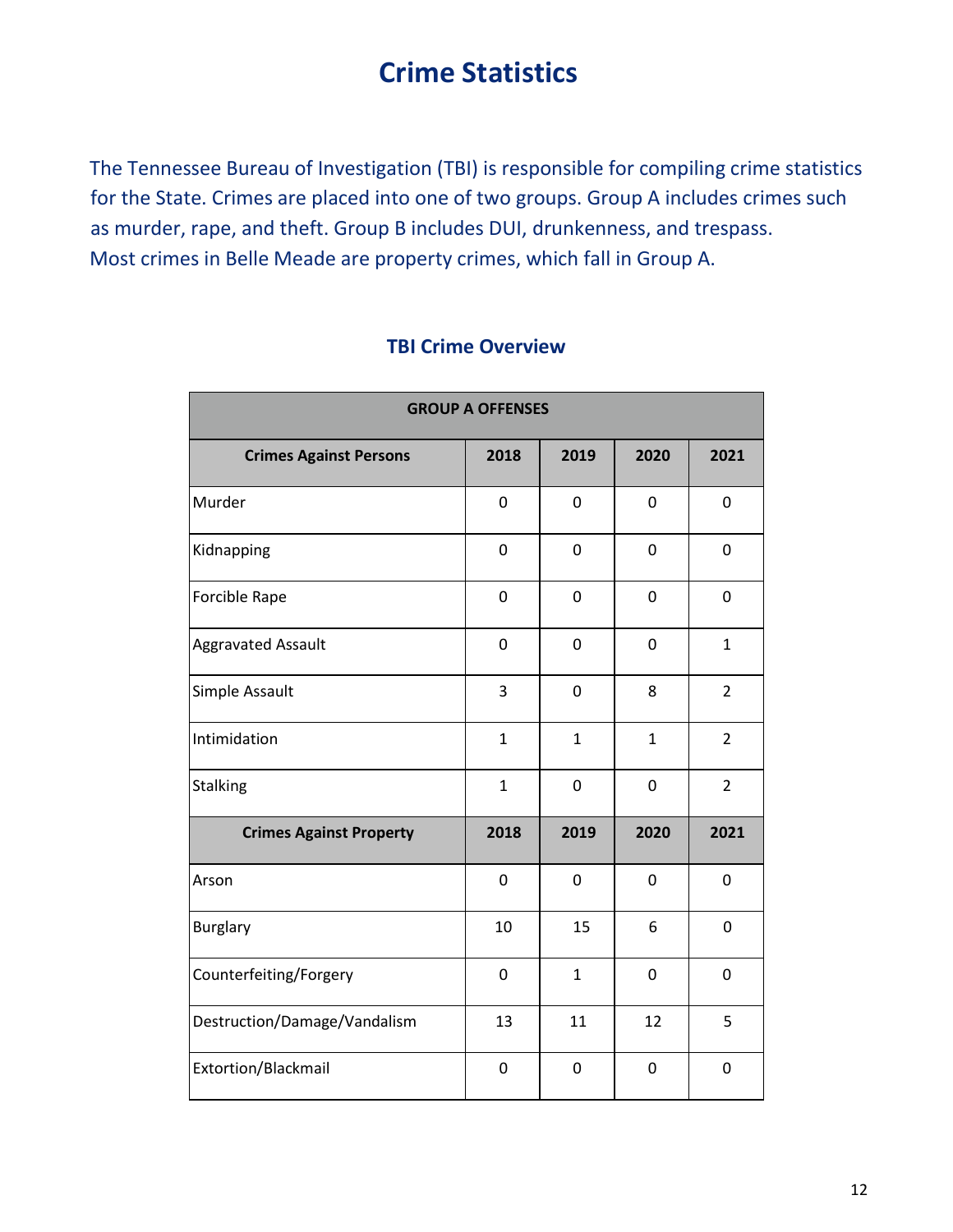# Crime Statistics

The Tennessee Bureau of Investigation (TBI) is responsible for compiling crime statistics for the State. Crimes are placed into one of two groups. Group A includes crimes such as murder, rape, and theft. Group B includes DUI, drunkenness, and trespass. Most crimes in Belle Meade are property crimes, which fall in Group A.

## TBI Crime Overview

| GROUP A OFFENSES | | | | |
|---|---|---|---|---|
| **Crimes Against Persons** | **2018** | **2019** | **2020** | **2021** |
| Murder | 0 | 0 | 0 | 0 |
| Kidnapping | 0 | 0 | 0 | 0 |
| Forcible Rape | 0 | 0 | 0 | 0 |
| Aggravated Assault | 0 | 0 | 0 | 1 |
| Simple Assault | 3 | 0 | 8 | 2 |
| Intimidation | 1 | 1 | 1 | 2 |
| Stalking | 1 | 0 | 0 | 2 |
| **Crimes Against Property** | **2018** | **2019** | **2020** | **2021** |
| Arson | 0 | 0 | 0 | 0 |
| Burglary | 10 | 15 | 6 | 0 |
| Counterfeiting/Forgery | 0 | 1 | 0 | 0 |
| Destruction/Damage/Vandalism | 13 | 11 | 12 | 5 |
| Extortion/Blackmail | 0 | 0 | 0 | 0 |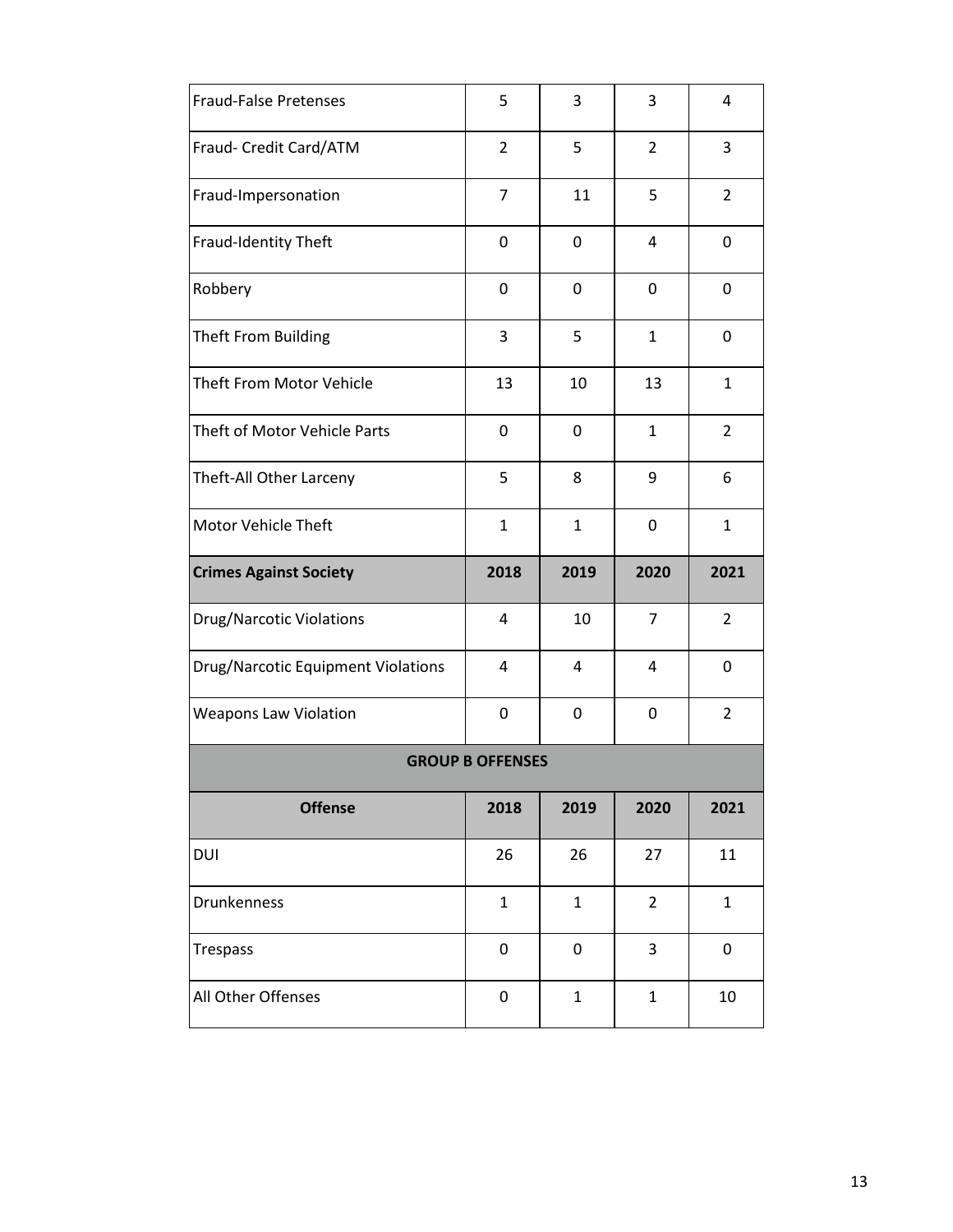| | | | | |
|---|---|---|---|---|
| Fraud-False Pretenses | 5 | 3 | 3 | 4 |
| Fraud- Credit Card/ATM | 2 | 5 | 2 | 3 |
| Fraud-Impersonation | 7 | 11 | 5 | 2 |
| Fraud-Identity Theft | 0 | 0 | 4 | 0 |
| Robbery | 0 | 0 | 0 | 0 |
| Theft From Building | 3 | 5 | 1 | 0 |
| Theft From Motor Vehicle | 13 | 10 | 13 | 1 |
| Theft of Motor Vehicle Parts | 0 | 0 | 1 | 2 |
| Theft-All Other Larceny | 5 | 8 | 9 | 6 |
| Motor Vehicle Theft | 1 | 1 | 0 | 1 |
| **Crimes Against Society** | **2018** | **2019** | **2020** | **2021** |
| Drug/Narcotic Violations | 4 | 10 | 7 | 2 |
| Drug/Narcotic Equipment Violations | 4 | 4 | 4 | 0 |
| Weapons Law Violation | 0 | 0 | 0 | 2 |
| **GROUP B OFFENSES** | | | | |
| **Offense** | **2018** | **2019** | **2020** | **2021** |
| DUI | 26 | 26 | 27 | 11 |
| Drunkenness | 1 | 1 | 2 | 1 |
| Trespass | 0 | 0 | 3 | 0 |
| All Other Offenses | 0 | 1 | 1 | 10 |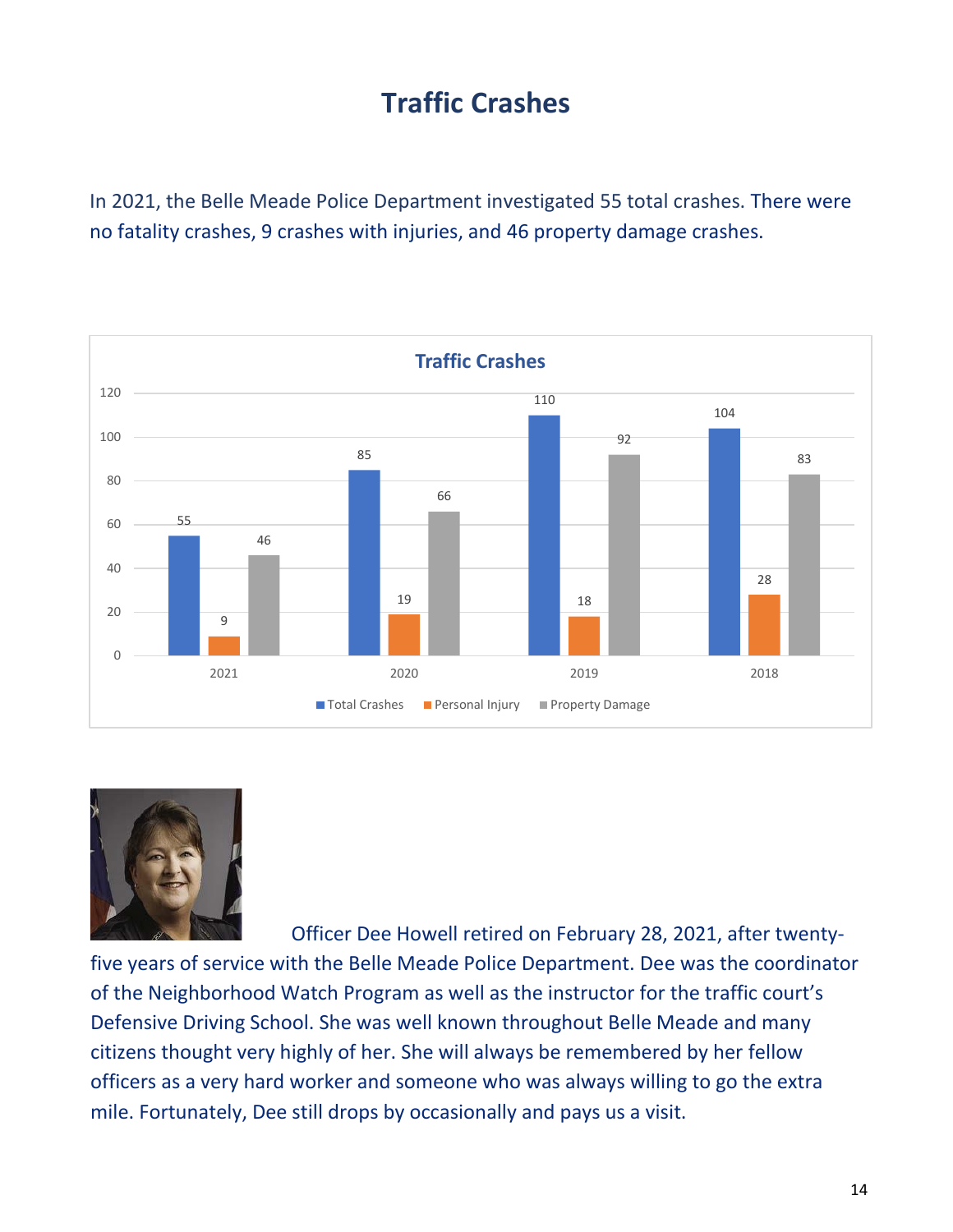# Traffic Crashes

In 2021, the Belle Meade Police Department investigated 55 total crashes. There were no fatality crashes, 9 crashes with injuries, and 46 property damage crashes.

Traffic Crashes

120
100
80
60
40
20
0

55
9
46
2021

85
19
66
2020

110
18
92
2019

104
28
83
2018

Total Crashes
Personal Injury
Property Damage

Officer Dee Howell retired on February 28, 2021, after twenty-five years of service with the Belle Meade Police Department. Dee was the coordinator of the Neighborhood Watch Program as well as the instructor for the traffic court's Defensive Driving School. She was well known throughout Belle Meade and many citizens thought very highly of her. She will always be remembered by her fellow officers as a very hard worker and someone who was always willing to go the extra mile. Fortunately, Dee still drops by occasionally and pays us a visit.